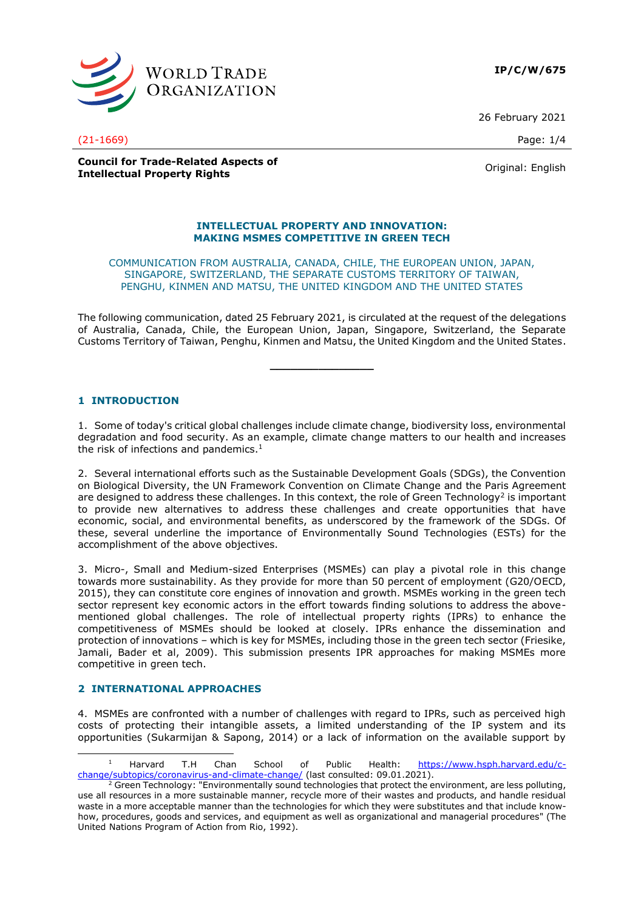**IP/C/W/675**

26 February 2021

(21-1669)

**Council for Trade-Related Aspects of Intellectual Property Rights**

Original: English

## INTELLECTUAL PROPERTY AND INNOVATION: MAKING MSMES COMPETITIVE IN GREEN TECH

COMMUNICATION FROM AUSTRALIA, CANADA, CHILE, THE EUROPEAN UNION, JAPAN, SINGAPORE, SWITZERLAND, THE SEPARATE CUSTOMS TERRITORY OF TAIWAN, PENGHU, KINMEN AND MATSU, THE UNITED KINGDOM AND THE UNITED STATES

The following communication, dated 25 February 2021, is circulated at the request of the delegations of Australia, Canada, Chile, the European Union, Japan, Singapore, Switzerland, the Separate Customs Territory of Taiwan, Penghu, Kinmen and Matsu, the United Kingdom and the United States.

---

## 1 INTRODUCTION

1. Some of today's critical global challenges include climate change, biodiversity loss, environmental degradation and food security. As an example, climate change matters to our health and increases the risk of infections and pandemics.[1]

2. Several international efforts such as the Sustainable Development Goals (SDGs), the Convention on Biological Diversity, the UN Framework Convention on Climate Change and the Paris Agreement are designed to address these challenges. In this context, the role of Green Technology[2] is important to provide new alternatives to address these challenges and create opportunities that have economic, social, and environmental benefits, as underscored by the framework of the SDGs. Of these, several underline the importance of Environmentally Sound Technologies (ESTs) for the accomplishment of the above objectives.

3. Micro-, Small and Medium-sized Enterprises (MSMEs) can play a pivotal role in this change towards more sustainability. As they provide for more than 50 percent of employment (G20/OECD, 2015), they can constitute core engines of innovation and growth. MSMEs working in the green tech sector represent key economic actors in the effort towards finding solutions to address the above-mentioned global challenges. The role of intellectual property rights (IPRs) to enhance the competitiveness of MSMEs should be looked at closely. IPRs enhance the dissemination and protection of innovations – which is key for MSMEs, including those in the green tech sector (Friesike, Jamali, Bader et al, 2009). This submission presents IPR approaches for making MSMEs more competitive in green tech.

## 2 INTERNATIONAL APPROACHES

4. MSMEs are confronted with a number of challenges with regard to IPRs, such as perceived high costs of protecting their intangible assets, a limited understanding of the IP system and its opportunities (Sukarmijan & Sapong, 2014) or a lack of information on the available support by

---

[1] Harvard T.H Chan School of Public Health: https://www.hsph.harvard.edu/c-change/subtopics/coronavirus-and-climate-change/ (last consulted: 09.01.2021).

[2] Green Technology: "Environmentally sound technologies that protect the environment, are less polluting, use all resources in a more sustainable manner, recycle more of their wastes and products, and handle residual waste in a more acceptable manner than the technologies for which they were substitutes and that include know-how, procedures, goods and services, and equipment as well as organizational and managerial procedures" (The United Nations Program of Action from Rio, 1992).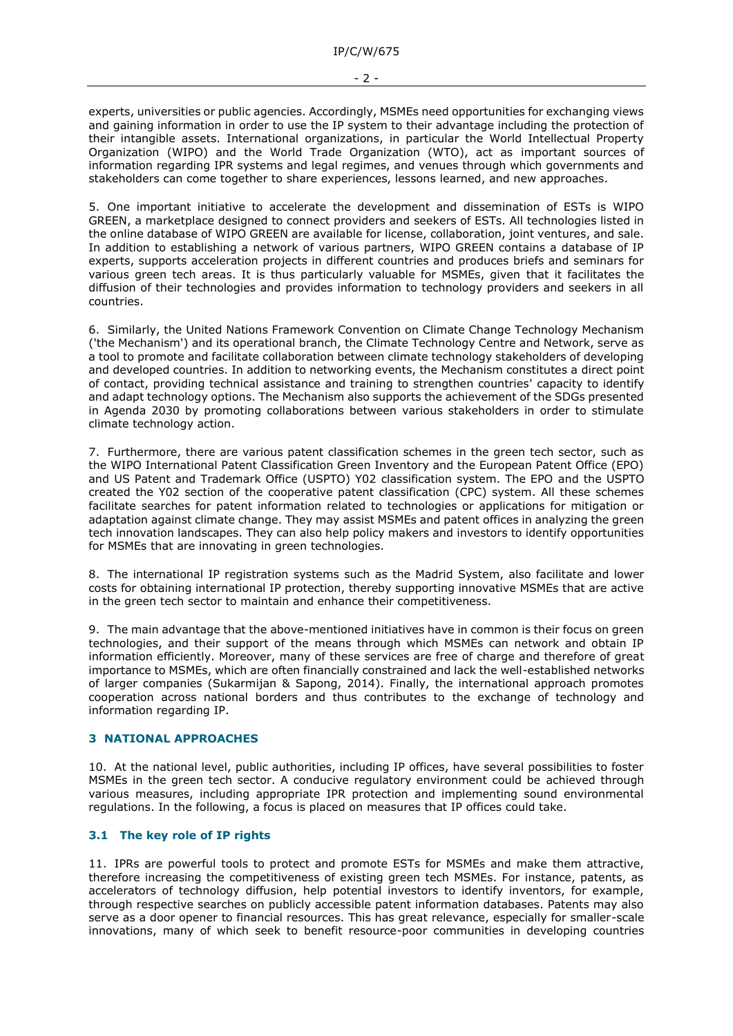experts, universities or public agencies. Accordingly, MSMEs need opportunities for exchanging views and gaining information in order to use the IP system to their advantage including the protection of their intangible assets. International organizations, in particular the World Intellectual Property Organization (WIPO) and the World Trade Organization (WTO), act as important sources of information regarding IPR systems and legal regimes, and venues through which governments and stakeholders can come together to share experiences, lessons learned, and new approaches.

5. One important initiative to accelerate the development and dissemination of ESTs is WIPO GREEN, a marketplace designed to connect providers and seekers of ESTs. All technologies listed in the online database of WIPO GREEN are available for license, collaboration, joint ventures, and sale. In addition to establishing a network of various partners, WIPO GREEN contains a database of IP experts, supports acceleration projects in different countries and produces briefs and seminars for various green tech areas. It is thus particularly valuable for MSMEs, given that it facilitates the diffusion of their technologies and provides information to technology providers and seekers in all countries.

6. Similarly, the United Nations Framework Convention on Climate Change Technology Mechanism ('the Mechanism') and its operational branch, the Climate Technology Centre and Network, serve as a tool to promote and facilitate collaboration between climate technology stakeholders of developing and developed countries. In addition to networking events, the Mechanism constitutes a direct point of contact, providing technical assistance and training to strengthen countries' capacity to identify and adapt technology options. The Mechanism also supports the achievement of the SDGs presented in Agenda 2030 by promoting collaborations between various stakeholders in order to stimulate climate technology action.

7. Furthermore, there are various patent classification schemes in the green tech sector, such as the WIPO International Patent Classification Green Inventory and the European Patent Office (EPO) and US Patent and Trademark Office (USPTO) Y02 classification system. The EPO and the USPTO created the Y02 section of the cooperative patent classification (CPC) system. All these schemes facilitate searches for patent information related to technologies or applications for mitigation or adaptation against climate change. They may assist MSMEs and patent offices in analyzing the green tech innovation landscapes. They can also help policy makers and investors to identify opportunities for MSMEs that are innovating in green technologies.

8. The international IP registration systems such as the Madrid System, also facilitate and lower costs for obtaining international IP protection, thereby supporting innovative MSMEs that are active in the green tech sector to maintain and enhance their competitiveness.

9. The main advantage that the above-mentioned initiatives have in common is their focus on green technologies, and their support of the means through which MSMEs can network and obtain IP information efficiently. Moreover, many of these services are free of charge and therefore of great importance to MSMEs, which are often financially constrained and lack the well-established networks of larger companies (Sukarmijan & Sapong, 2014). Finally, the international approach promotes cooperation across national borders and thus contributes to the exchange of technology and information regarding IP.

## 3 NATIONAL APPROACHES

10. At the national level, public authorities, including IP offices, have several possibilities to foster MSMEs in the green tech sector. A conducive regulatory environment could be achieved through various measures, including appropriate IPR protection and implementing sound environmental regulations. In the following, a focus is placed on measures that IP offices could take.

### 3.1 The key role of IP rights

11. IPRs are powerful tools to protect and promote ESTs for MSMEs and make them attractive, therefore increasing the competitiveness of existing green tech MSMEs. For instance, patents, as accelerators of technology diffusion, help potential investors to identify inventors, for example, through respective searches on publicly accessible patent information databases. Patents may also serve as a door opener to financial resources. This has great relevance, especially for smaller-scale innovations, many of which seek to benefit resource-poor communities in developing countries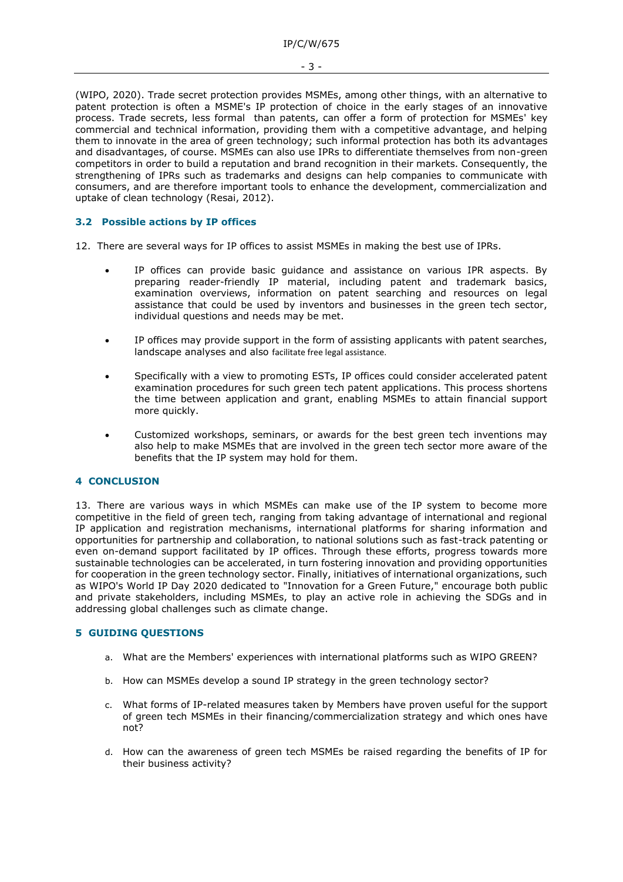(WIPO, 2020). Trade secret protection provides MSMEs, among other things, with an alternative to patent protection is often a MSME's IP protection of choice in the early stages of an innovative process. Trade secrets, less formal than patents, can offer a form of protection for MSMEs' key commercial and technical information, providing them with a competitive advantage, and helping them to innovate in the area of green technology; such informal protection has both its advantages and disadvantages, of course. MSMEs can also use IPRs to differentiate themselves from non-green competitors in order to build a reputation and brand recognition in their markets. Consequently, the strengthening of IPRs such as trademarks and designs can help companies to communicate with consumers, and are therefore important tools to enhance the development, commercialization and uptake of clean technology (Resai, 2012).

### 3.2 Possible actions by IP offices

12. There are several ways for IP offices to assist MSMEs in making the best use of IPRs.

- IP offices can provide basic guidance and assistance on various IPR aspects. By preparing reader-friendly IP material, including patent and trademark basics, examination overviews, information on patent searching and resources on legal assistance that could be used by inventors and businesses in the green tech sector, individual questions and needs may be met.
- IP offices may provide support in the form of assisting applicants with patent searches, landscape analyses and also facilitate free legal assistance.
- Specifically with a view to promoting ESTs, IP offices could consider accelerated patent examination procedures for such green tech patent applications. This process shortens the time between application and grant, enabling MSMEs to attain financial support more quickly.
- Customized workshops, seminars, or awards for the best green tech inventions may also help to make MSMEs that are involved in the green tech sector more aware of the benefits that the IP system may hold for them.

## 4 CONCLUSION

13. There are various ways in which MSMEs can make use of the IP system to become more competitive in the field of green tech, ranging from taking advantage of international and regional IP application and registration mechanisms, international platforms for sharing information and opportunities for partnership and collaboration, to national solutions such as fast-track patenting or even on-demand support facilitated by IP offices. Through these efforts, progress towards more sustainable technologies can be accelerated, in turn fostering innovation and providing opportunities for cooperation in the green technology sector. Finally, initiatives of international organizations, such as WIPO's World IP Day 2020 dedicated to "Innovation for a Green Future," encourage both public and private stakeholders, including MSMEs, to play an active role in achieving the SDGs and in addressing global challenges such as climate change.

## 5 GUIDING QUESTIONS

a. What are the Members' experiences with international platforms such as WIPO GREEN?

b. How can MSMEs develop a sound IP strategy in the green technology sector?

c. What forms of IP-related measures taken by Members have proven useful for the support of green tech MSMEs in their financing/commercialization strategy and which ones have not?

d. How can the awareness of green tech MSMEs be raised regarding the benefits of IP for their business activity?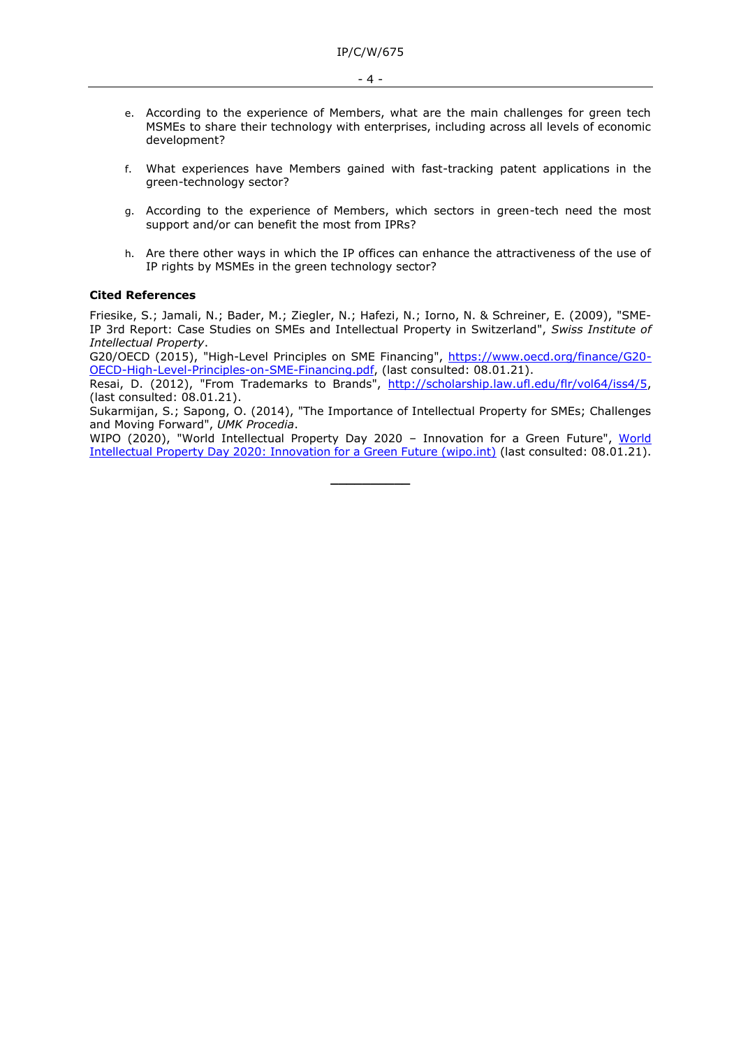e. According to the experience of Members, what are the main challenges for green tech MSMEs to share their technology with enterprises, including across all levels of economic development?

f. What experiences have Members gained with fast-tracking patent applications in the green-technology sector?

g. According to the experience of Members, which sectors in green-tech need the most support and/or can benefit the most from IPRs?

h. Are there other ways in which the IP offices can enhance the attractiveness of the use of IP rights by MSMEs in the green technology sector?

**Cited References**

Friesike, S.; Jamali, N.; Bader, M.; Ziegler, N.; Hafezi, N.; Iorno, N. & Schreiner, E. (2009), "SME-IP 3rd Report: Case Studies on SMEs and Intellectual Property in Switzerland", *Swiss Institute of Intellectual Property*.
G20/OECD (2015), "High-Level Principles on SME Financing", [https://www.oecd.org/finance/G20-OECD-High-Level-Principles-on-SME-Financing.pdf](https://www.oecd.org/finance/G20-OECD-High-Level-Principles-on-SME-Financing.pdf), (last consulted: 08.01.21).
Resai, D. (2012), "From Trademarks to Brands", [http://scholarship.law.ufl.edu/flr/vol64/iss4/5](http://scholarship.law.ufl.edu/flr/vol64/iss4/5), (last consulted: 08.01.21).
Sukarmijan, S.; Sapong, O. (2014), "The Importance of Intellectual Property for SMEs; Challenges and Moving Forward", *UMK Procedia*.
WIPO (2020), "World Intellectual Property Day 2020 – Innovation for a Green Future", World Intellectual Property Day 2020: Innovation for a Green Future (wipo.int) (last consulted: 08.01.21).

__________